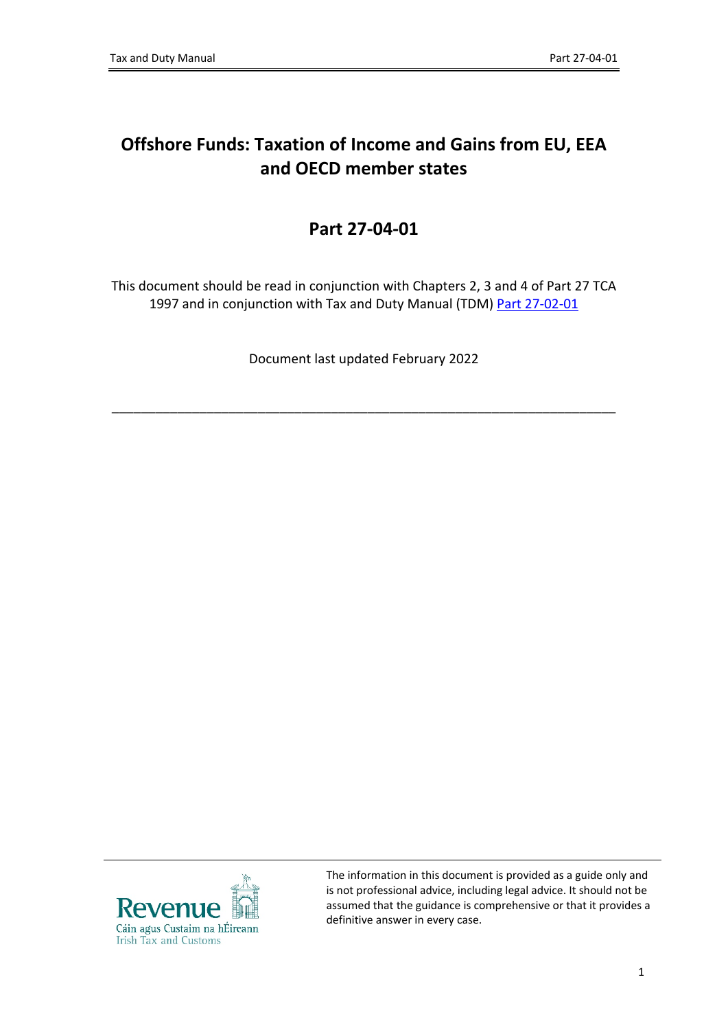# Offshore Funds: Taxation of Income and Gains from EU, EEA and OECD member states

## Part 27-04-01

This document should be read in conjunction with Chapters 2, 3 and 4 of Part 27 TCA 1997 and in conjunction with Tax and Duty Manual (TDM) Part 27-02-01

Document last updated February 2022

---

The information in this document is provided as a guide only and is not professional advice, including legal advice. It should not be assumed that the guidance is comprehensive or that it provides a definitive answer in every case.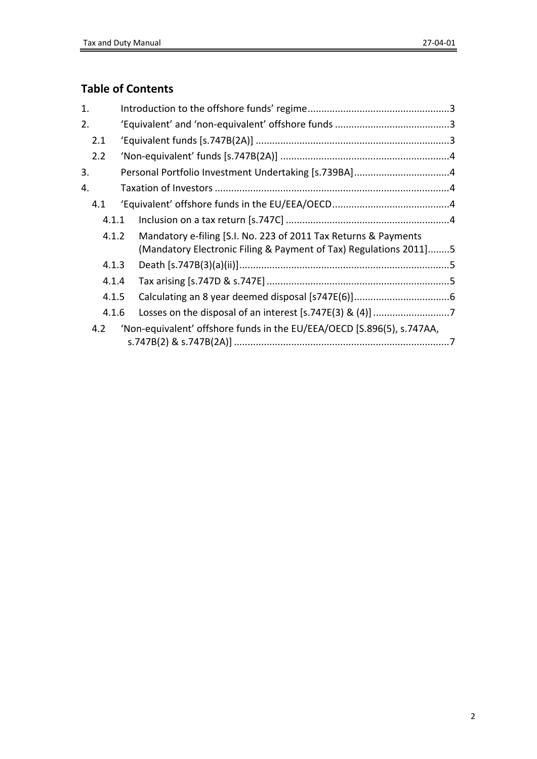## Table of Contents

1. Introduction to the offshore funds' regime....3
2. 'Equivalent' and 'non-equivalent' offshore funds....3
   - 2.1 'Equivalent funds [s.747B(2A)]....3
   - 2.2 'Non-equivalent' funds [s.747B(2A)]....4
3. Personal Portfolio Investment Undertaking [s.739BA]....4
4. Taxation of Investors....4
   - 4.1 'Equivalent' offshore funds in the EU/EEA/OECD....4
     - 4.1.1 Inclusion on a tax return [s.747C]....4
     - 4.1.2 Mandatory e-filing [S.I. No. 223 of 2011 Tax Returns & Payments (Mandatory Electronic Filing & Payment of Tax) Regulations 2011]....5
     - 4.1.3 Death [s.747B(3)(a)(ii)]....5
     - 4.1.4 Tax arising [s.747D & s.747E]....5
     - 4.1.5 Calculating an 8 year deemed disposal [s747E(6)]....6
     - 4.1.6 Losses on the disposal of an interest [s.747E(3) & (4)]....7
   - 4.2 'Non-equivalent' offshore funds in the EU/EEA/OECD [S.896(5), s.747AA, s.747B(2) & s.747B(2A)]....7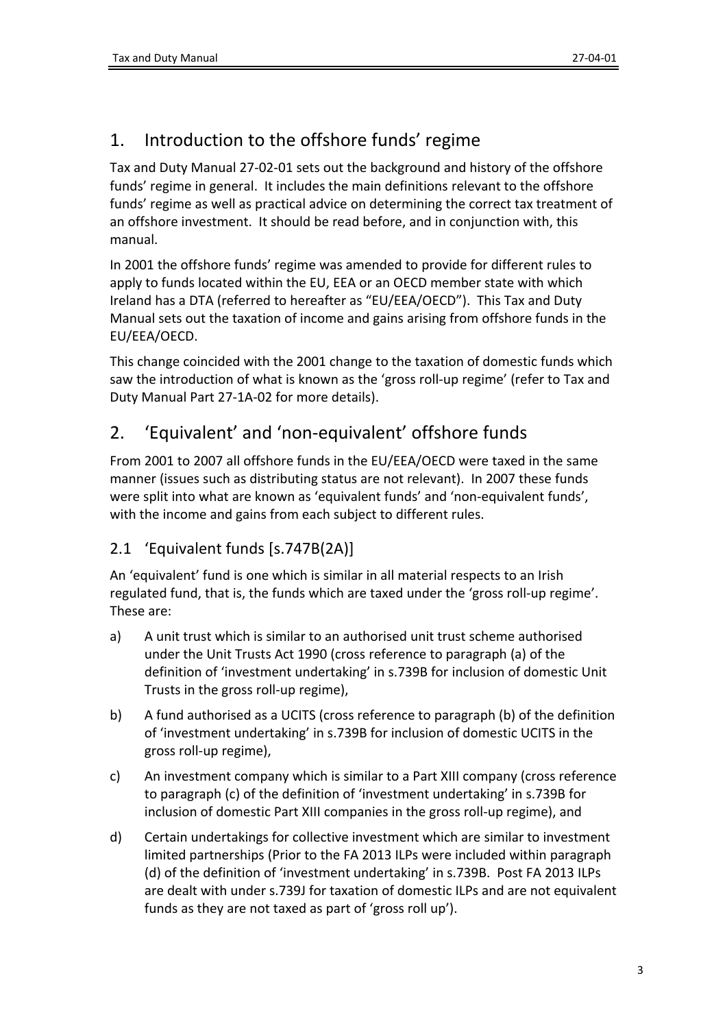## 1. Introduction to the offshore funds' regime

Tax and Duty Manual 27-02-01 sets out the background and history of the offshore funds' regime in general. It includes the main definitions relevant to the offshore funds' regime as well as practical advice on determining the correct tax treatment of an offshore investment. It should be read before, and in conjunction with, this manual.

In 2001 the offshore funds' regime was amended to provide for different rules to apply to funds located within the EU, EEA or an OECD member state with which Ireland has a DTA (referred to hereafter as "EU/EEA/OECD"). This Tax and Duty Manual sets out the taxation of income and gains arising from offshore funds in the EU/EEA/OECD.

This change coincided with the 2001 change to the taxation of domestic funds which saw the introduction of what is known as the 'gross roll-up regime' (refer to Tax and Duty Manual Part 27-1A-02 for more details).

## 2. 'Equivalent' and 'non-equivalent' offshore funds

From 2001 to 2007 all offshore funds in the EU/EEA/OECD were taxed in the same manner (issues such as distributing status are not relevant). In 2007 these funds were split into what are known as 'equivalent funds' and 'non-equivalent funds', with the income and gains from each subject to different rules.

### 2.1 'Equivalent funds [s.747B(2A)]

An 'equivalent' fund is one which is similar in all material respects to an Irish regulated fund, that is, the funds which are taxed under the 'gross roll-up regime'. These are:

a) A unit trust which is similar to an authorised unit trust scheme authorised under the Unit Trusts Act 1990 (cross reference to paragraph (a) of the definition of 'investment undertaking' in s.739B for inclusion of domestic Unit Trusts in the gross roll-up regime),

b) A fund authorised as a UCITS (cross reference to paragraph (b) of the definition of 'investment undertaking' in s.739B for inclusion of domestic UCITS in the gross roll-up regime),

c) An investment company which is similar to a Part XIII company (cross reference to paragraph (c) of the definition of 'investment undertaking' in s.739B for inclusion of domestic Part XIII companies in the gross roll-up regime), and

d) Certain undertakings for collective investment which are similar to investment limited partnerships (Prior to the FA 2013 ILPs were included within paragraph (d) of the definition of 'investment undertaking' in s.739B. Post FA 2013 ILPs are dealt with under s.739J for taxation of domestic ILPs and are not equivalent funds as they are not taxed as part of 'gross roll up').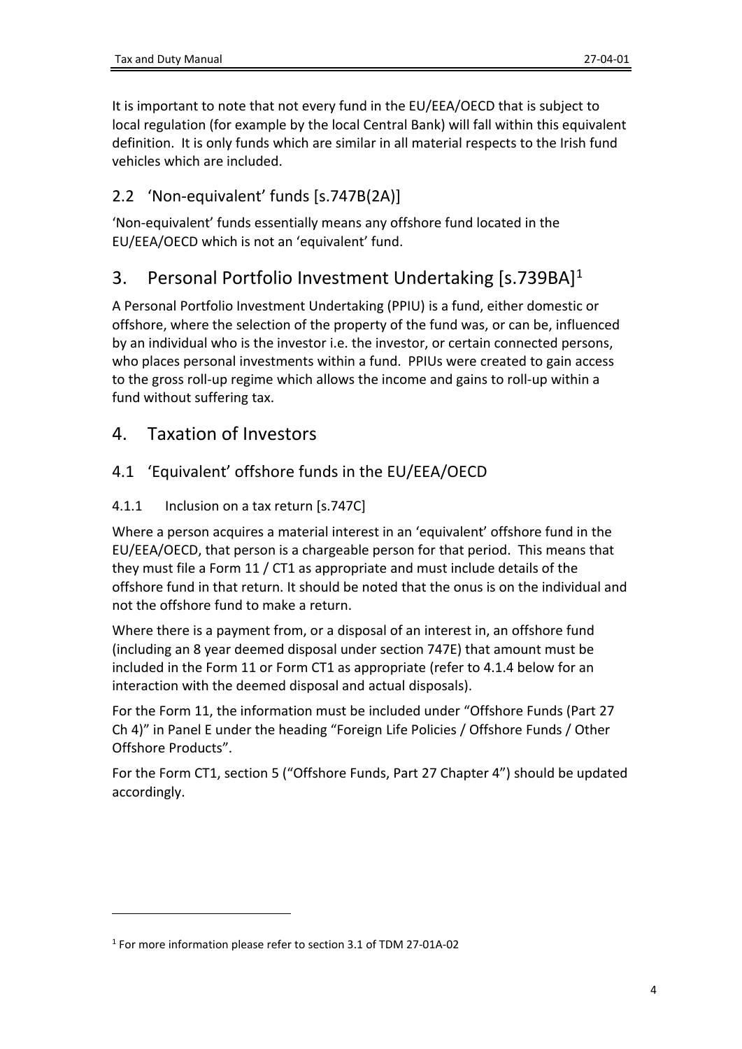It is important to note that not every fund in the EU/EEA/OECD that is subject to local regulation (for example by the local Central Bank) will fall within this equivalent definition. It is only funds which are similar in all material respects to the Irish fund vehicles which are included.

## 2.2 'Non-equivalent' funds [s.747B(2A)]

'Non-equivalent' funds essentially means any offshore fund located in the EU/EEA/OECD which is not an 'equivalent' fund.

# 3. Personal Portfolio Investment Undertaking [s.739BA][1]

A Personal Portfolio Investment Undertaking (PPIU) is a fund, either domestic or offshore, where the selection of the property of the fund was, or can be, influenced by an individual who is the investor i.e. the investor, or certain connected persons, who places personal investments within a fund. PPIUs were created to gain access to the gross roll-up regime which allows the income and gains to roll-up within a fund without suffering tax.

# 4. Taxation of Investors

## 4.1 'Equivalent' offshore funds in the EU/EEA/OECD

### 4.1.1 Inclusion on a tax return [s.747C]

Where a person acquires a material interest in an 'equivalent' offshore fund in the EU/EEA/OECD, that person is a chargeable person for that period. This means that they must file a Form 11 / CT1 as appropriate and must include details of the offshore fund in that return. It should be noted that the onus is on the individual and not the offshore fund to make a return.

Where there is a payment from, or a disposal of an interest in, an offshore fund (including an 8 year deemed disposal under section 747E) that amount must be included in the Form 11 or Form CT1 as appropriate (refer to 4.1.4 below for an interaction with the deemed disposal and actual disposals).

For the Form 11, the information must be included under "Offshore Funds (Part 27 Ch 4)" in Panel E under the heading "Foreign Life Policies / Offshore Funds / Other Offshore Products".

For the Form CT1, section 5 ("Offshore Funds, Part 27 Chapter 4") should be updated accordingly.

---

[1] For more information please refer to section 3.1 of TDM 27-01A-02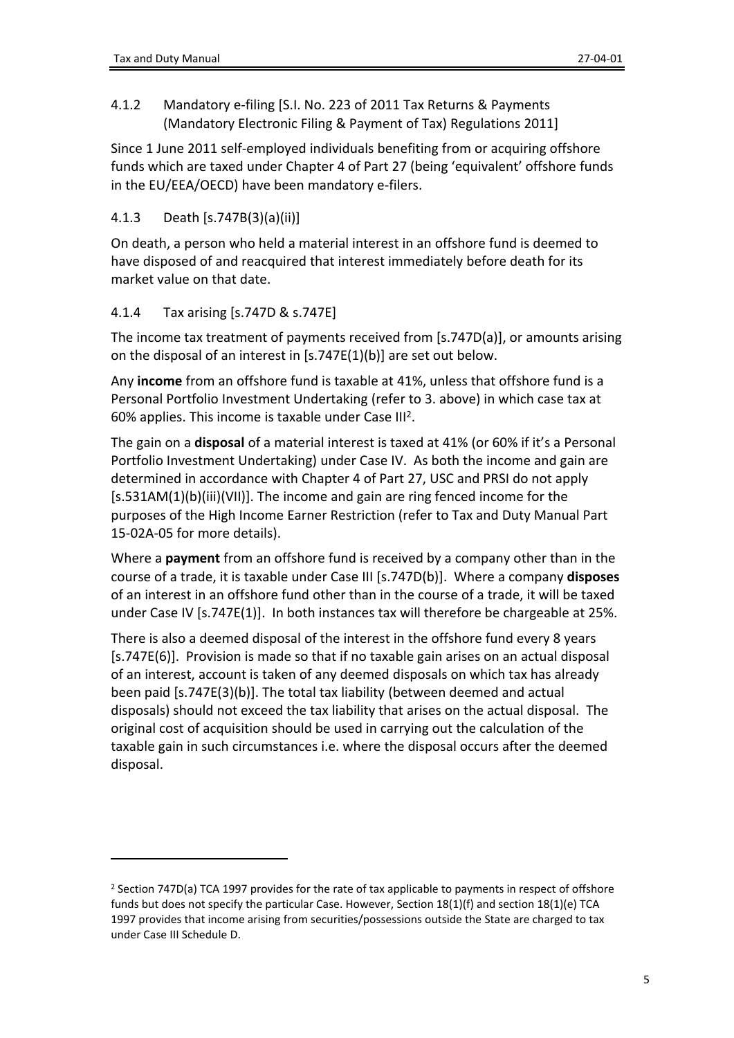### 4.1.2 Mandatory e-filing [S.I. No. 223 of 2011 Tax Returns & Payments (Mandatory Electronic Filing & Payment of Tax) Regulations 2011]

Since 1 June 2011 self-employed individuals benefiting from or acquiring offshore funds which are taxed under Chapter 4 of Part 27 (being 'equivalent' offshore funds in the EU/EEA/OECD) have been mandatory e-filers.

### 4.1.3 Death [s.747B(3)(a)(ii)]

On death, a person who held a material interest in an offshore fund is deemed to have disposed of and reacquired that interest immediately before death for its market value on that date.

### 4.1.4 Tax arising [s.747D & s.747E]

The income tax treatment of payments received from [s.747D(a)], or amounts arising on the disposal of an interest in [s.747E(1)(b)] are set out below.

Any **income** from an offshore fund is taxable at 41%, unless that offshore fund is a Personal Portfolio Investment Undertaking (refer to 3. above) in which case tax at 60% applies. This income is taxable under Case III[2].

The gain on a **disposal** of a material interest is taxed at 41% (or 60% if it's a Personal Portfolio Investment Undertaking) under Case IV. As both the income and gain are determined in accordance with Chapter 4 of Part 27, USC and PRSI do not apply [s.531AM(1)(b)(iii)(VII)]. The income and gain are ring fenced income for the purposes of the High Income Earner Restriction (refer to Tax and Duty Manual Part 15-02A-05 for more details).

Where a **payment** from an offshore fund is received by a company other than in the course of a trade, it is taxable under Case III [s.747D(b)]. Where a company **disposes** of an interest in an offshore fund other than in the course of a trade, it will be taxed under Case IV [s.747E(1)]. In both instances tax will therefore be chargeable at 25%.

There is also a deemed disposal of the interest in the offshore fund every 8 years [s.747E(6)]. Provision is made so that if no taxable gain arises on an actual disposal of an interest, account is taken of any deemed disposals on which tax has already been paid [s.747E(3)(b)]. The total tax liability (between deemed and actual disposals) should not exceed the tax liability that arises on the actual disposal. The original cost of acquisition should be used in carrying out the calculation of the taxable gain in such circumstances i.e. where the disposal occurs after the deemed disposal.

---

[2] Section 747D(a) TCA 1997 provides for the rate of tax applicable to payments in respect of offshore funds but does not specify the particular Case. However, Section 18(1)(f) and section 18(1)(e) TCA 1997 provides that income arising from securities/possessions outside the State are charged to tax under Case III Schedule D.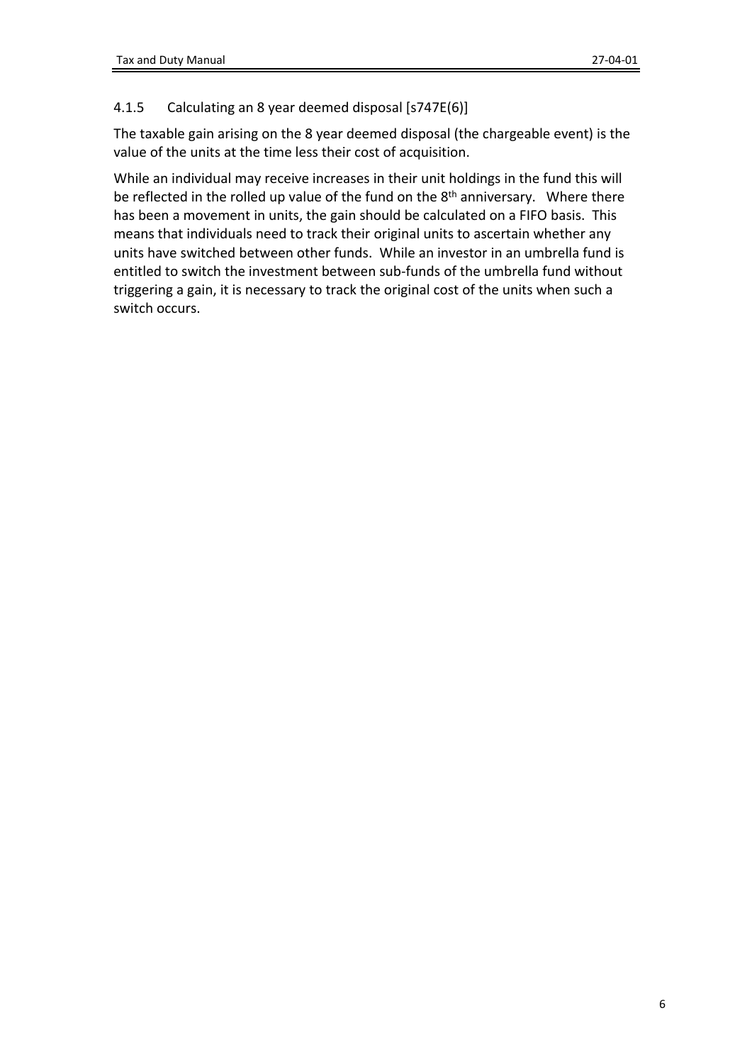### 4.1.5 Calculating an 8 year deemed disposal [s747E(6)]

The taxable gain arising on the 8 year deemed disposal (the chargeable event) is the value of the units at the time less their cost of acquisition.

While an individual may receive increases in their unit holdings in the fund this will be reflected in the rolled up value of the fund on the 8th anniversary. Where there has been a movement in units, the gain should be calculated on a FIFO basis. This means that individuals need to track their original units to ascertain whether any units have switched between other funds. While an investor in an umbrella fund is entitled to switch the investment between sub-funds of the umbrella fund without triggering a gain, it is necessary to track the original cost of the units when such a switch occurs.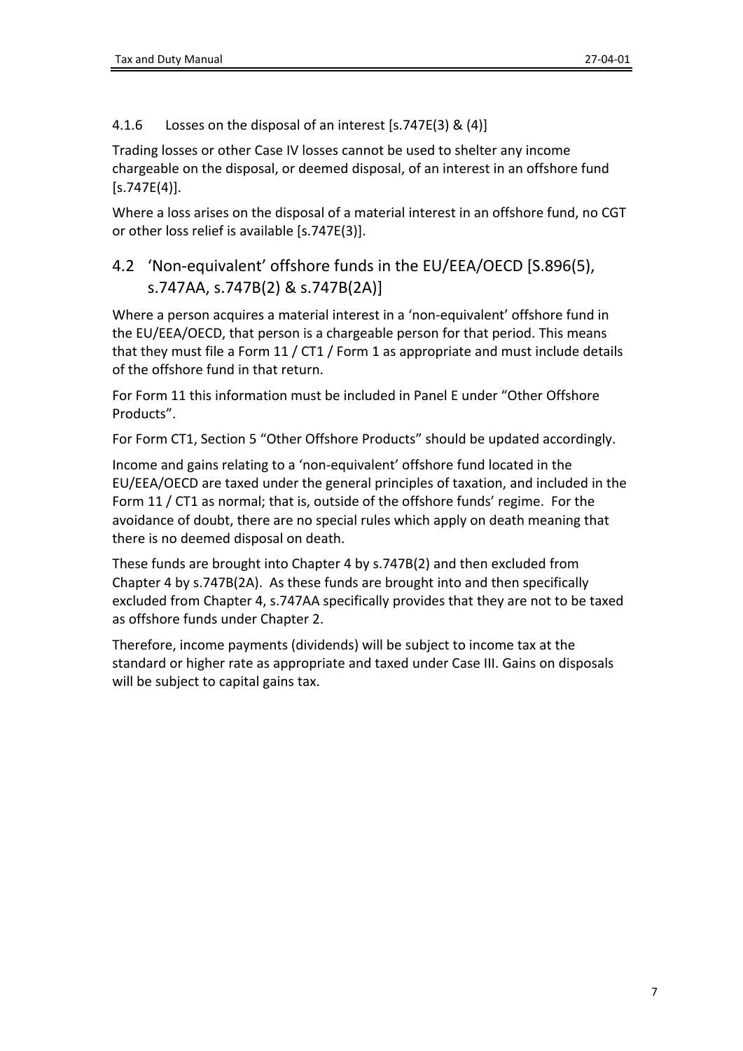#### 4.1.6 Losses on the disposal of an interest [s.747E(3) & (4)]

Trading losses or other Case IV losses cannot be used to shelter any income chargeable on the disposal, or deemed disposal, of an interest in an offshore fund [s.747E(4)].

Where a loss arises on the disposal of a material interest in an offshore fund, no CGT or other loss relief is available [s.747E(3)].

## 4.2 'Non-equivalent' offshore funds in the EU/EEA/OECD [S.896(5), s.747AA, s.747B(2) & s.747B(2A)]

Where a person acquires a material interest in a 'non-equivalent' offshore fund in the EU/EEA/OECD, that person is a chargeable person for that period. This means that they must file a Form 11 / CT1 / Form 1 as appropriate and must include details of the offshore fund in that return.

For Form 11 this information must be included in Panel E under "Other Offshore Products".

For Form CT1, Section 5 "Other Offshore Products" should be updated accordingly.

Income and gains relating to a 'non-equivalent' offshore fund located in the EU/EEA/OECD are taxed under the general principles of taxation, and included in the Form 11 / CT1 as normal; that is, outside of the offshore funds' regime. For the avoidance of doubt, there are no special rules which apply on death meaning that there is no deemed disposal on death.

These funds are brought into Chapter 4 by s.747B(2) and then excluded from Chapter 4 by s.747B(2A). As these funds are brought into and then specifically excluded from Chapter 4, s.747AA specifically provides that they are not to be taxed as offshore funds under Chapter 2.

Therefore, income payments (dividends) will be subject to income tax at the standard or higher rate as appropriate and taxed under Case III. Gains on disposals will be subject to capital gains tax.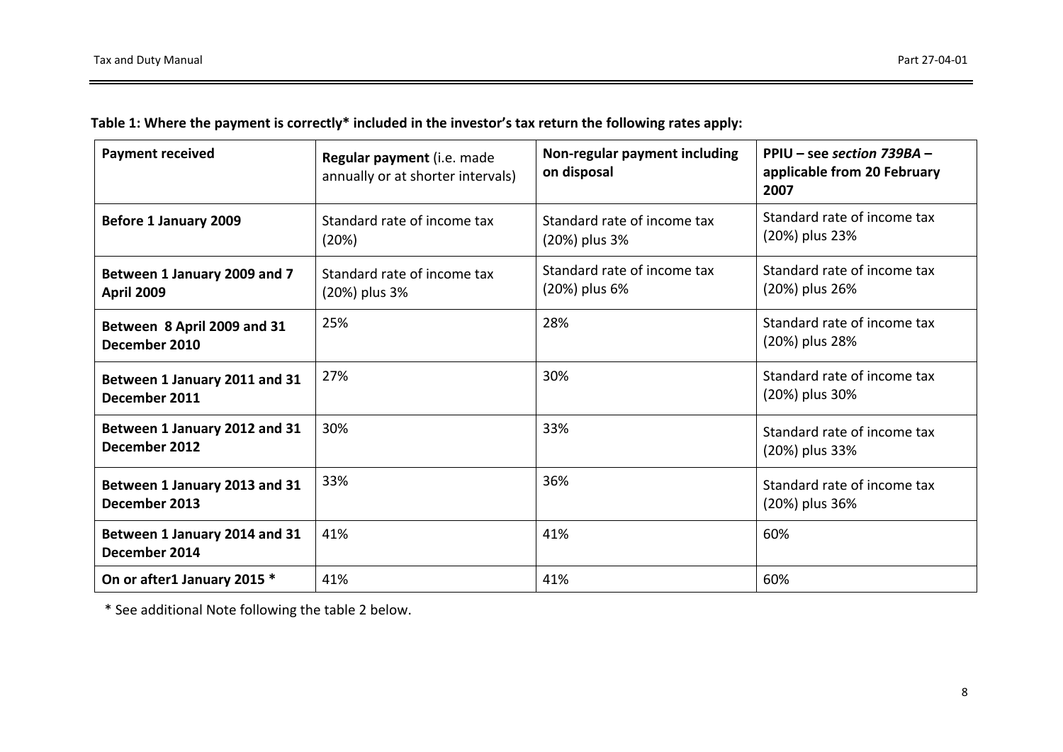**Table 1: Where the payment is correctly* included in the investor's tax return the following rates apply:**

| **Payment received** | **Regular payment** (i.e. made annually or at shorter intervals) | **Non-regular payment including on disposal** | **PPIU – see *section 739BA* – applicable from 20 February 2007** |
|---|---|---|---|
| **Before 1 January 2009** | Standard rate of income tax (20%) | Standard rate of income tax (20%) plus 3% | Standard rate of income tax (20%) plus 23% |
| **Between 1 January 2009 and 7 April 2009** | Standard rate of income tax (20%) plus 3% | Standard rate of income tax (20%) plus 6% | Standard rate of income tax (20%) plus 26% |
| **Between 8 April 2009 and 31 December 2010** | 25% | 28% | Standard rate of income tax (20%) plus 28% |
| **Between 1 January 2011 and 31 December 2011** | 27% | 30% | Standard rate of income tax (20%) plus 30% |
| **Between 1 January 2012 and 31 December 2012** | 30% | 33% | Standard rate of income tax (20%) plus 33% |
| **Between 1 January 2013 and 31 December 2013** | 33% | 36% | Standard rate of income tax (20%) plus 36% |
| **Between 1 January 2014 and 31 December 2014** | 41% | 41% | 60% |
| **On or after1 January 2015 *** | 41% | 41% | 60% |

* See additional Note following the table 2 below.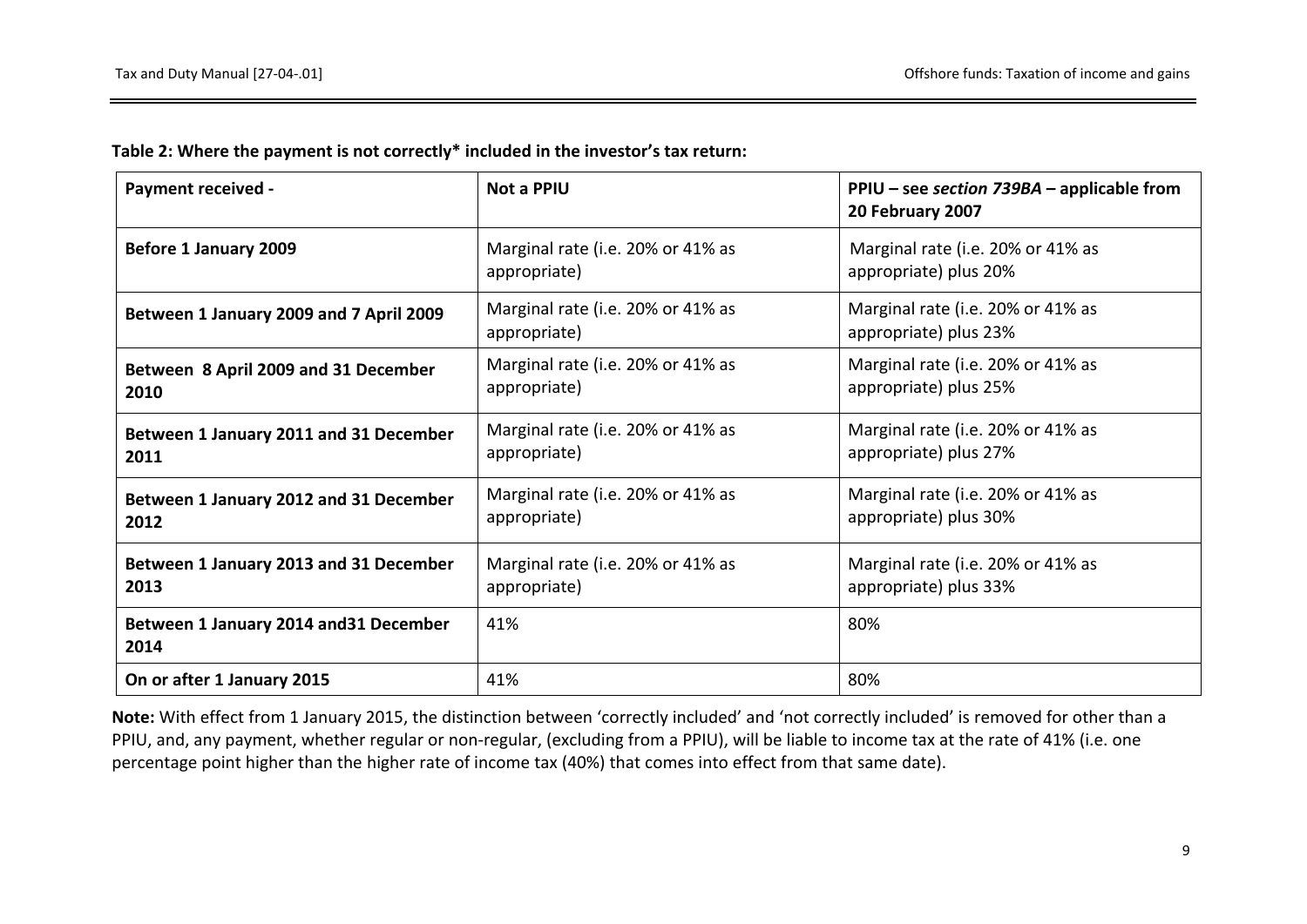**Table 2: Where the payment is not correctly* included in the investor's tax return:**

| Payment received - | Not a PPIU | PPIU – see *section 739BA* – applicable from 20 February 2007 |
|---|---|---|
| **Before 1 January 2009** | Marginal rate (i.e. 20% or 41% as appropriate) | Marginal rate (i.e. 20% or 41% as appropriate) plus 20% |
| **Between 1 January 2009 and 7 April 2009** | Marginal rate (i.e. 20% or 41% as appropriate) | Marginal rate (i.e. 20% or 41% as appropriate) plus 23% |
| **Between 8 April 2009 and 31 December 2010** | Marginal rate (i.e. 20% or 41% as appropriate) | Marginal rate (i.e. 20% or 41% as appropriate) plus 25% |
| **Between 1 January 2011 and 31 December 2011** | Marginal rate (i.e. 20% or 41% as appropriate) | Marginal rate (i.e. 20% or 41% as appropriate) plus 27% |
| **Between 1 January 2012 and 31 December 2012** | Marginal rate (i.e. 20% or 41% as appropriate) | Marginal rate (i.e. 20% or 41% as appropriate) plus 30% |
| **Between 1 January 2013 and 31 December 2013** | Marginal rate (i.e. 20% or 41% as appropriate) | Marginal rate (i.e. 20% or 41% as appropriate) plus 33% |
| **Between 1 January 2014 and31 December 2014** | 41% | 80% |
| **On or after 1 January 2015** | 41% | 80% |

**Note:** With effect from 1 January 2015, the distinction between 'correctly included' and 'not correctly included' is removed for other than a PPIU, and, any payment, whether regular or non-regular, (excluding from a PPIU), will be liable to income tax at the rate of 41% (i.e. one percentage point higher than the higher rate of income tax (40%) that comes into effect from that same date).